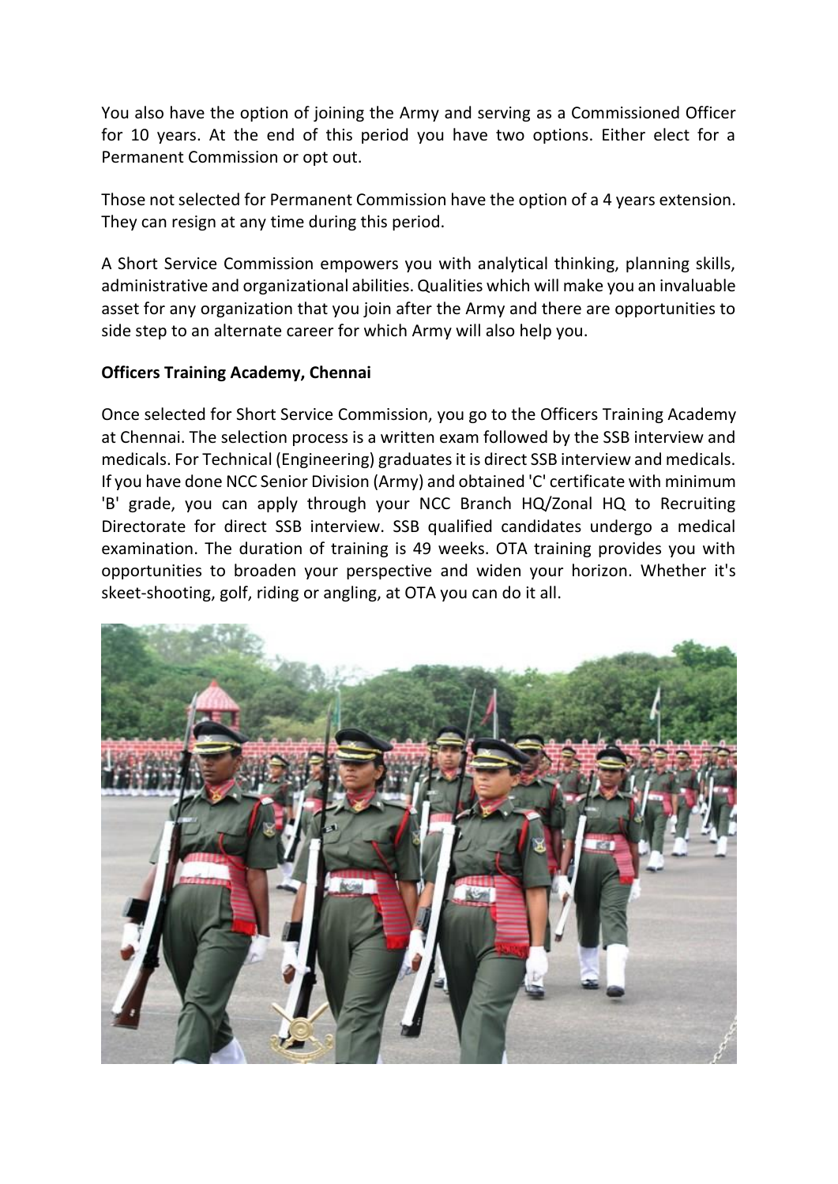You also have the option of joining the Army and serving as a Commissioned Officer for 10 years. At the end of this period you have two options. Either elect for a Permanent Commission or opt out.

Those not selected for Permanent Commission have the option of a 4 years extension. They can resign at any time during this period.

A Short Service Commission empowers you with analytical thinking, planning skills, administrative and organizational abilities. Qualities which will make you an invaluable asset for any organization that you join after the Army and there are opportunities to side step to an alternate career for which Army will also help you.

**Officers Training Academy, Chennai**

Once selected for Short Service Commission, you go to the Officers Training Academy at Chennai. The selection process is a written exam followed by the SSB interview and medicals. For Technical (Engineering) graduates it is direct SSB interview and medicals. If you have done NCC Senior Division (Army) and obtained 'C' certificate with minimum 'B' grade, you can apply through your NCC Branch HQ/Zonal HQ to Recruiting Directorate for direct SSB interview. SSB qualified candidates undergo a medical examination. The duration of training is 49 weeks. OTA training provides you with opportunities to broaden your perspective and widen your horizon. Whether it's skeet-shooting, golf, riding or angling, at OTA you can do it all.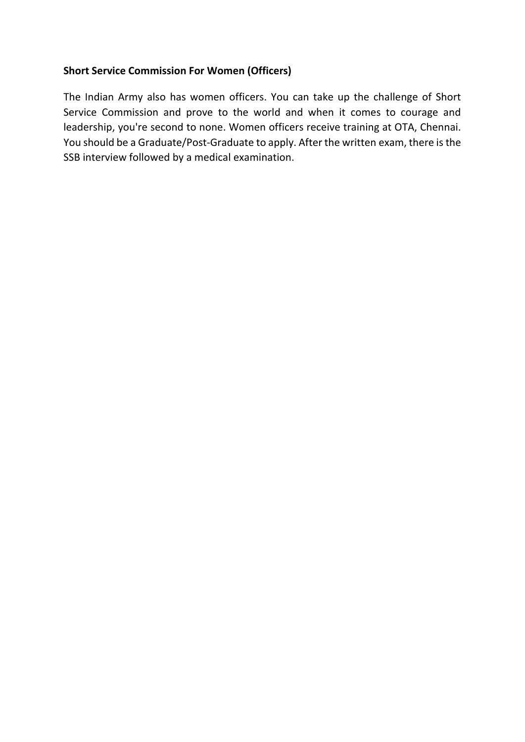**Short Service Commission For Women (Officers)**

The Indian Army also has women officers. You can take up the challenge of Short Service Commission and prove to the world and when it comes to courage and leadership, you're second to none. Women officers receive training at OTA, Chennai. You should be a Graduate/Post-Graduate to apply. After the written exam, there is the SSB interview followed by a medical examination.